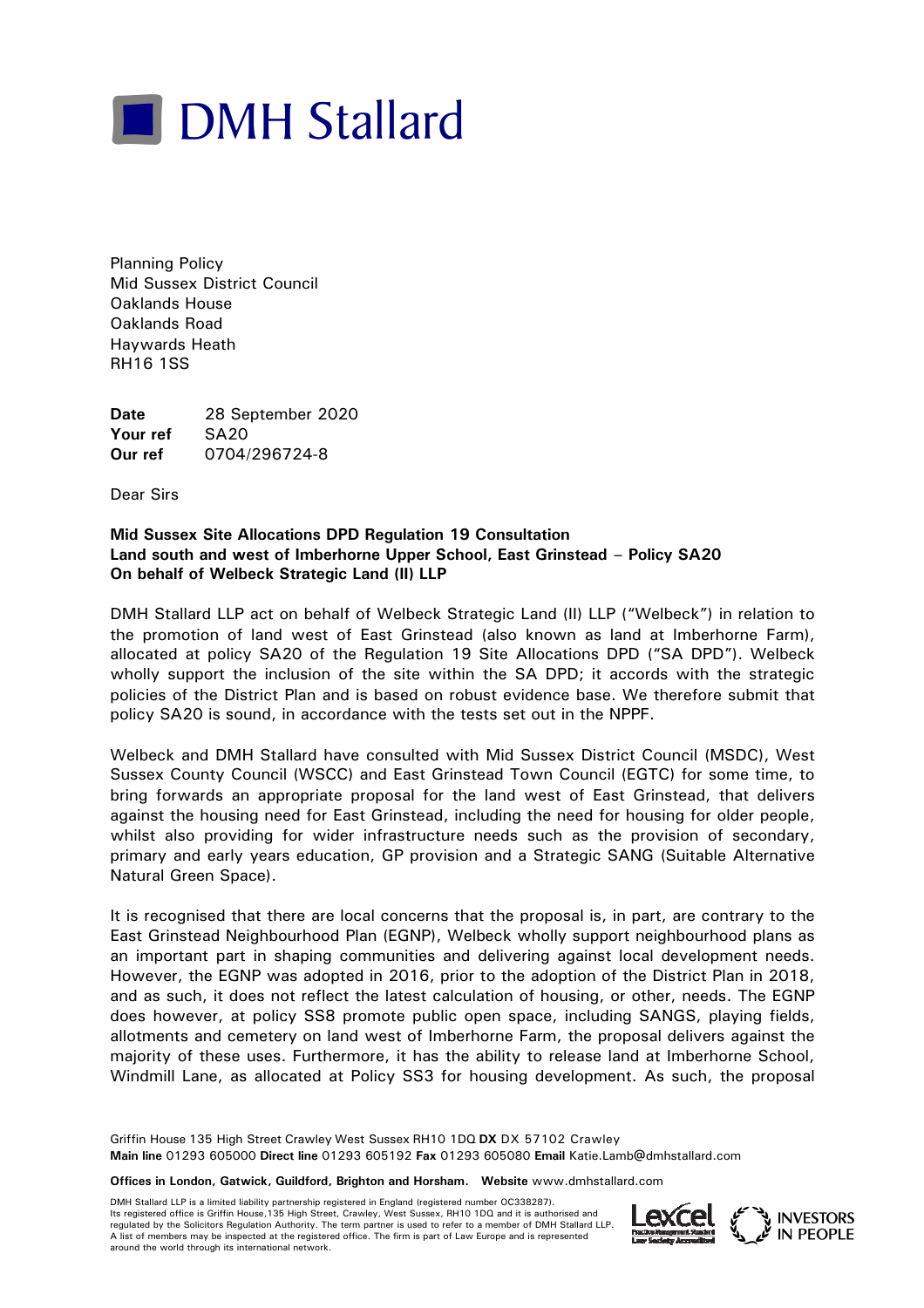# DMH Stallard

Planning Policy
Mid Sussex District Council
Oaklands House
Oaklands Road
Haywards Heath
RH16 1SS

**Date** 28 September 2020
**Your ref** SA20
**Our ref** 0704/296724-8

Dear Sirs

**Mid Sussex Site Allocations DPD Regulation 19 Consultation**
**Land south and west of Imberhorne Upper School, East Grinstead – Policy SA20**
**On behalf of Welbeck Strategic Land (II) LLP**

DMH Stallard LLP act on behalf of Welbeck Strategic Land (II) LLP ("Welbeck") in relation to the promotion of land west of East Grinstead (also known as land at Imberhorne Farm), allocated at policy SA20 of the Regulation 19 Site Allocations DPD ("SA DPD"). Welbeck wholly support the inclusion of the site within the SA DPD; it accords with the strategic policies of the District Plan and is based on robust evidence base. We therefore submit that policy SA20 is sound, in accordance with the tests set out in the NPPF.

Welbeck and DMH Stallard have consulted with Mid Sussex District Council (MSDC), West Sussex County Council (WSCC) and East Grinstead Town Council (EGTC) for some time, to bring forwards an appropriate proposal for the land west of East Grinstead, that delivers against the housing need for East Grinstead, including the need for housing for older people, whilst also providing for wider infrastructure needs such as the provision of secondary, primary and early years education, GP provision and a Strategic SANG (Suitable Alternative Natural Green Space).

It is recognised that there are local concerns that the proposal is, in part, are contrary to the East Grinstead Neighbourhood Plan (EGNP), Welbeck wholly support neighbourhood plans as an important part in shaping communities and delivering against local development needs. However, the EGNP was adopted in 2016, prior to the adoption of the District Plan in 2018, and as such, it does not reflect the latest calculation of housing, or other, needs. The EGNP does however, at policy SS8 promote public open space, including SANGS, playing fields, allotments and cemetery on land west of Imberhorne Farm, the proposal delivers against the majority of these uses. Furthermore, it has the ability to release land at Imberhorne School, Windmill Lane, as allocated at Policy SS3 for housing development. As such, the proposal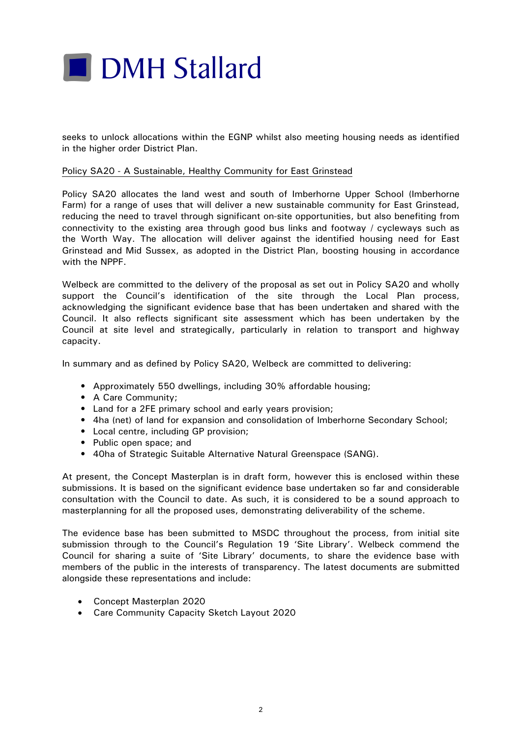seeks to unlock allocations within the EGNP whilst also meeting housing needs as identified in the higher order District Plan.

<u>Policy SA20 - A Sustainable, Healthy Community for East Grinstead</u>

Policy SA20 allocates the land west and south of Imberhorne Upper School (Imberhorne Farm) for a range of uses that will deliver a new sustainable community for East Grinstead, reducing the need to travel through significant on-site opportunities, but also benefiting from connectivity to the existing area through good bus links and footway / cycleways such as the Worth Way. The allocation will deliver against the identified housing need for East Grinstead and Mid Sussex, as adopted in the District Plan, boosting housing in accordance with the NPPF.

Welbeck are committed to the delivery of the proposal as set out in Policy SA20 and wholly support the Council's identification of the site through the Local Plan process, acknowledging the significant evidence base that has been undertaken and shared with the Council. It also reflects significant site assessment which has been undertaken by the Council at site level and strategically, particularly in relation to transport and highway capacity.

In summary and as defined by Policy SA20, Welbeck are committed to delivering:

- Approximately 550 dwellings, including 30% affordable housing;
- A Care Community;
- Land for a 2FE primary school and early years provision;
- 4ha (net) of land for expansion and consolidation of Imberhorne Secondary School;
- Local centre, including GP provision;
- Public open space; and
- 40ha of Strategic Suitable Alternative Natural Greenspace (SANG).

At present, the Concept Masterplan is in draft form, however this is enclosed within these submissions. It is based on the significant evidence base undertaken so far and considerable consultation with the Council to date. As such, it is considered to be a sound approach to masterplanning for all the proposed uses, demonstrating deliverability of the scheme.

The evidence base has been submitted to MSDC throughout the process, from initial site submission through to the Council's Regulation 19 'Site Library'. Welbeck commend the Council for sharing a suite of 'Site Library' documents, to share the evidence base with members of the public in the interests of transparency. The latest documents are submitted alongside these representations and include:

- Concept Masterplan 2020
- Care Community Capacity Sketch Layout 2020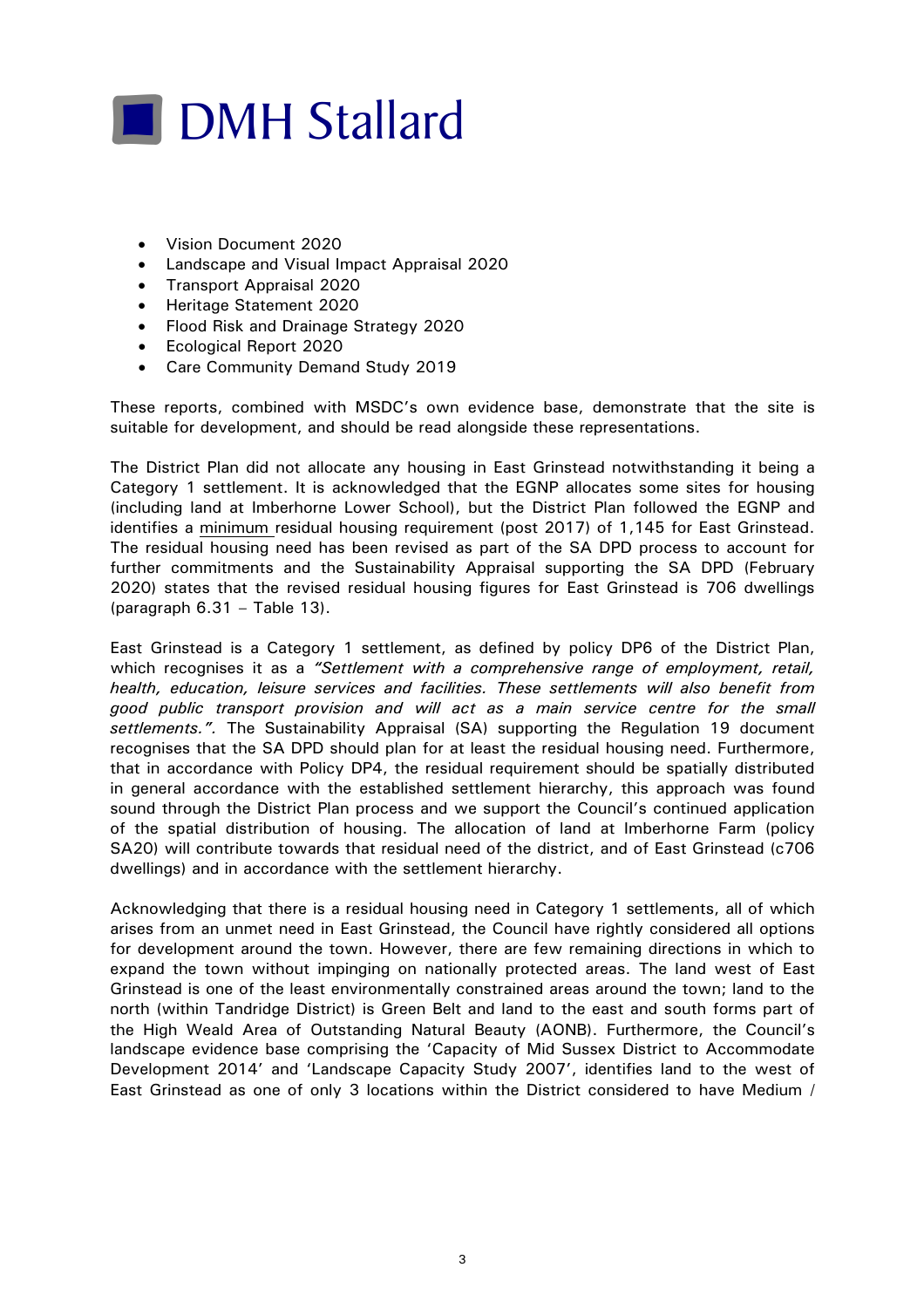- Vision Document 2020
- Landscape and Visual Impact Appraisal 2020
- Transport Appraisal 2020
- Heritage Statement 2020
- Flood Risk and Drainage Strategy 2020
- Ecological Report 2020
- Care Community Demand Study 2019

These reports, combined with MSDC's own evidence base, demonstrate that the site is suitable for development, and should be read alongside these representations.

The District Plan did not allocate any housing in East Grinstead notwithstanding it being a Category 1 settlement. It is acknowledged that the EGNP allocates some sites for housing (including land at Imberhorne Lower School), but the District Plan followed the EGNP and identifies a minimum residual housing requirement (post 2017) of 1,145 for East Grinstead. The residual housing need has been revised as part of the SA DPD process to account for further commitments and the Sustainability Appraisal supporting the SA DPD (February 2020) states that the revised residual housing figures for East Grinstead is 706 dwellings (paragraph 6.31 – Table 13).

East Grinstead is a Category 1 settlement, as defined by policy DP6 of the District Plan, which recognises it as a *"Settlement with a comprehensive range of employment, retail, health, education, leisure services and facilities. These settlements will also benefit from good public transport provision and will act as a main service centre for the small settlements."*. The Sustainability Appraisal (SA) supporting the Regulation 19 document recognises that the SA DPD should plan for at least the residual housing need. Furthermore, that in accordance with Policy DP4, the residual requirement should be spatially distributed in general accordance with the established settlement hierarchy, this approach was found sound through the District Plan process and we support the Council's continued application of the spatial distribution of housing. The allocation of land at Imberhorne Farm (policy SA20) will contribute towards that residual need of the district, and of East Grinstead (c706 dwellings) and in accordance with the settlement hierarchy.

Acknowledging that there is a residual housing need in Category 1 settlements, all of which arises from an unmet need in East Grinstead, the Council have rightly considered all options for development around the town. However, there are few remaining directions in which to expand the town without impinging on nationally protected areas. The land west of East Grinstead is one of the least environmentally constrained areas around the town; land to the north (within Tandridge District) is Green Belt and land to the east and south forms part of the High Weald Area of Outstanding Natural Beauty (AONB). Furthermore, the Council's landscape evidence base comprising the 'Capacity of Mid Sussex District to Accommodate Development 2014' and 'Landscape Capacity Study 2007', identifies land to the west of East Grinstead as one of only 3 locations within the District considered to have Medium /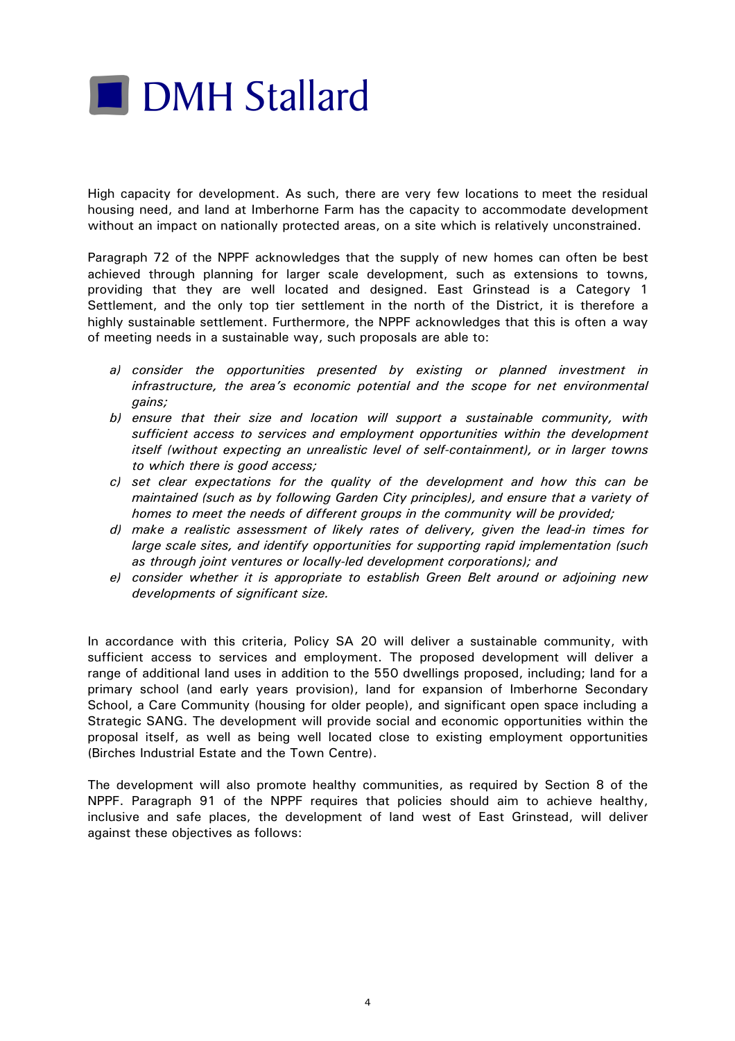High capacity for development. As such, there are very few locations to meet the residual housing need, and land at Imberhorne Farm has the capacity to accommodate development without an impact on nationally protected areas, on a site which is relatively unconstrained.

Paragraph 72 of the NPPF acknowledges that the supply of new homes can often be best achieved through planning for larger scale development, such as extensions to towns, providing that they are well located and designed. East Grinstead is a Category 1 Settlement, and the only top tier settlement in the north of the District, it is therefore a highly sustainable settlement. Furthermore, the NPPF acknowledges that this is often a way of meeting needs in a sustainable way, such proposals are able to:

- *a) consider the opportunities presented by existing or planned investment in infrastructure, the area's economic potential and the scope for net environmental gains;*
- *b) ensure that their size and location will support a sustainable community, with sufficient access to services and employment opportunities within the development itself (without expecting an unrealistic level of self-containment), or in larger towns to which there is good access;*
- *c) set clear expectations for the quality of the development and how this can be maintained (such as by following Garden City principles), and ensure that a variety of homes to meet the needs of different groups in the community will be provided;*
- *d) make a realistic assessment of likely rates of delivery, given the lead-in times for large scale sites, and identify opportunities for supporting rapid implementation (such as through joint ventures or locally-led development corporations); and*
- *e) consider whether it is appropriate to establish Green Belt around or adjoining new developments of significant size.*

In accordance with this criteria, Policy SA 20 will deliver a sustainable community, with sufficient access to services and employment. The proposed development will deliver a range of additional land uses in addition to the 550 dwellings proposed, including; land for a primary school (and early years provision), land for expansion of Imberhorne Secondary School, a Care Community (housing for older people), and significant open space including a Strategic SANG. The development will provide social and economic opportunities within the proposal itself, as well as being well located close to existing employment opportunities (Birches Industrial Estate and the Town Centre).

The development will also promote healthy communities, as required by Section 8 of the NPPF. Paragraph 91 of the NPPF requires that policies should aim to achieve healthy, inclusive and safe places, the development of land west of East Grinstead, will deliver against these objectives as follows: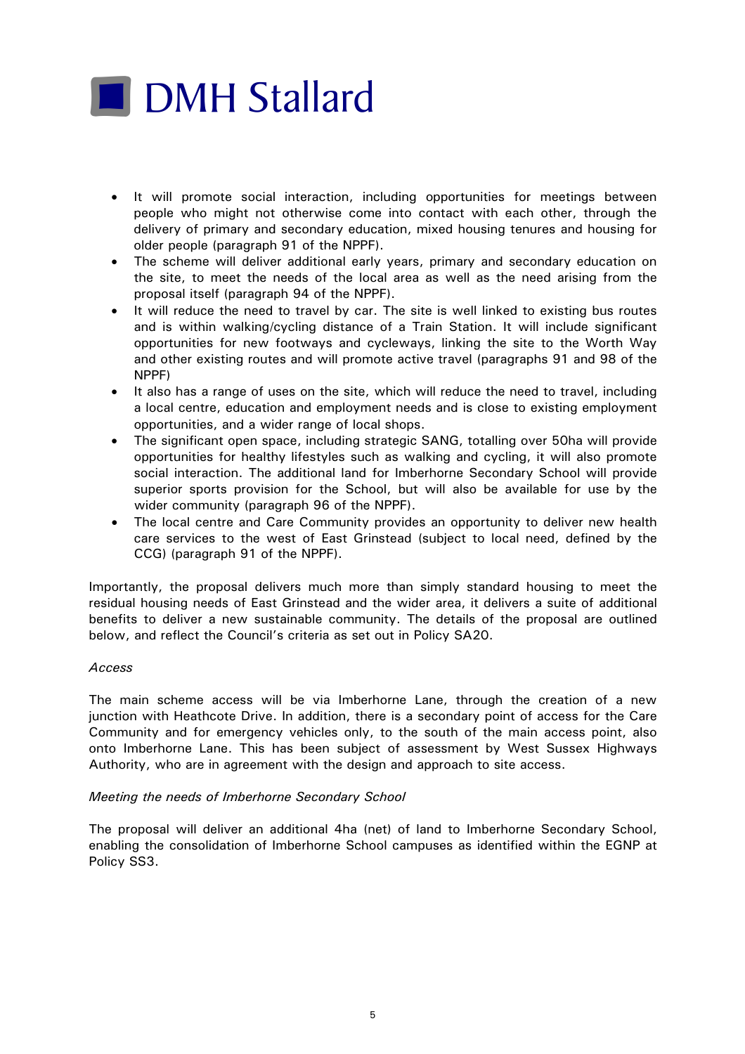- It will promote social interaction, including opportunities for meetings between people who might not otherwise come into contact with each other, through the delivery of primary and secondary education, mixed housing tenures and housing for older people (paragraph 91 of the NPPF).
- The scheme will deliver additional early years, primary and secondary education on the site, to meet the needs of the local area as well as the need arising from the proposal itself (paragraph 94 of the NPPF).
- It will reduce the need to travel by car. The site is well linked to existing bus routes and is within walking/cycling distance of a Train Station. It will include significant opportunities for new footways and cycleways, linking the site to the Worth Way and other existing routes and will promote active travel (paragraphs 91 and 98 of the NPPF)
- It also has a range of uses on the site, which will reduce the need to travel, including a local centre, education and employment needs and is close to existing employment opportunities, and a wider range of local shops.
- The significant open space, including strategic SANG, totalling over 50ha will provide opportunities for healthy lifestyles such as walking and cycling, it will also promote social interaction. The additional land for Imberhorne Secondary School will provide superior sports provision for the School, but will also be available for use by the wider community (paragraph 96 of the NPPF).
- The local centre and Care Community provides an opportunity to deliver new health care services to the west of East Grinstead (subject to local need, defined by the CCG) (paragraph 91 of the NPPF).

Importantly, the proposal delivers much more than simply standard housing to meet the residual housing needs of East Grinstead and the wider area, it delivers a suite of additional benefits to deliver a new sustainable community. The details of the proposal are outlined below, and reflect the Council's criteria as set out in Policy SA20.

*Access*

The main scheme access will be via Imberhorne Lane, through the creation of a new junction with Heathcote Drive. In addition, there is a secondary point of access for the Care Community and for emergency vehicles only, to the south of the main access point, also onto Imberhorne Lane. This has been subject of assessment by West Sussex Highways Authority, who are in agreement with the design and approach to site access.

*Meeting the needs of Imberhorne Secondary School*

The proposal will deliver an additional 4ha (net) of land to Imberhorne Secondary School, enabling the consolidation of Imberhorne School campuses as identified within the EGNP at Policy SS3.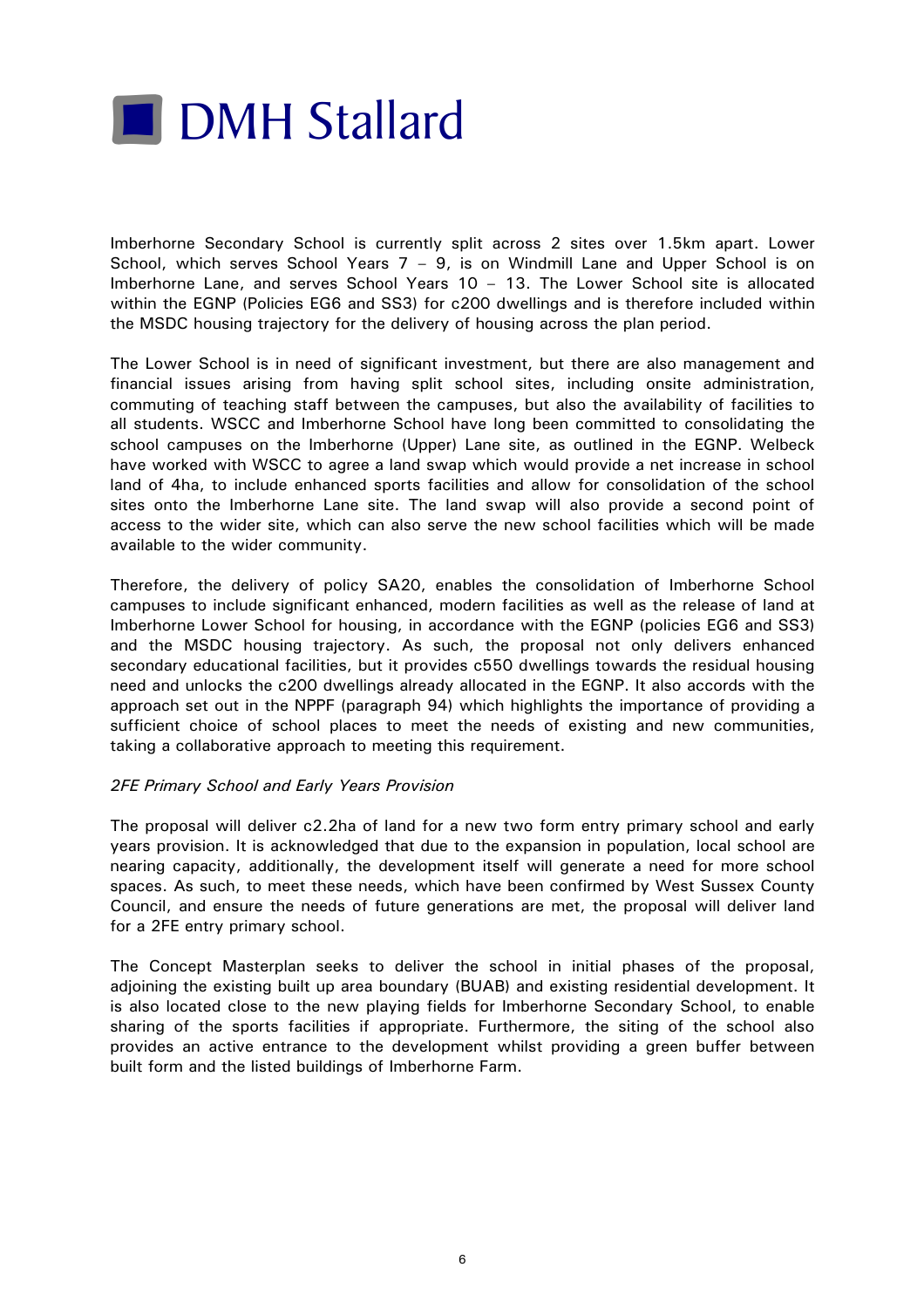Imberhorne Secondary School is currently split across 2 sites over 1.5km apart. Lower School, which serves School Years 7 – 9, is on Windmill Lane and Upper School is on Imberhorne Lane, and serves School Years 10 – 13. The Lower School site is allocated within the EGNP (Policies EG6 and SS3) for c200 dwellings and is therefore included within the MSDC housing trajectory for the delivery of housing across the plan period.

The Lower School is in need of significant investment, but there are also management and financial issues arising from having split school sites, including onsite administration, commuting of teaching staff between the campuses, but also the availability of facilities to all students. WSCC and Imberhorne School have long been committed to consolidating the school campuses on the Imberhorne (Upper) Lane site, as outlined in the EGNP. Welbeck have worked with WSCC to agree a land swap which would provide a net increase in school land of 4ha, to include enhanced sports facilities and allow for consolidation of the school sites onto the Imberhorne Lane site. The land swap will also provide a second point of access to the wider site, which can also serve the new school facilities which will be made available to the wider community.

Therefore, the delivery of policy SA20, enables the consolidation of Imberhorne School campuses to include significant enhanced, modern facilities as well as the release of land at Imberhorne Lower School for housing, in accordance with the EGNP (policies EG6 and SS3) and the MSDC housing trajectory. As such, the proposal not only delivers enhanced secondary educational facilities, but it provides c550 dwellings towards the residual housing need and unlocks the c200 dwellings already allocated in the EGNP. It also accords with the approach set out in the NPPF (paragraph 94) which highlights the importance of providing a sufficient choice of school places to meet the needs of existing and new communities, taking a collaborative approach to meeting this requirement.

*2FE Primary School and Early Years Provision*

The proposal will deliver c2.2ha of land for a new two form entry primary school and early years provision. It is acknowledged that due to the expansion in population, local school are nearing capacity, additionally, the development itself will generate a need for more school spaces. As such, to meet these needs, which have been confirmed by West Sussex County Council, and ensure the needs of future generations are met, the proposal will deliver land for a 2FE entry primary school.

The Concept Masterplan seeks to deliver the school in initial phases of the proposal, adjoining the existing built up area boundary (BUAB) and existing residential development. It is also located close to the new playing fields for Imberhorne Secondary School, to enable sharing of the sports facilities if appropriate. Furthermore, the siting of the school also provides an active entrance to the development whilst providing a green buffer between built form and the listed buildings of Imberhorne Farm.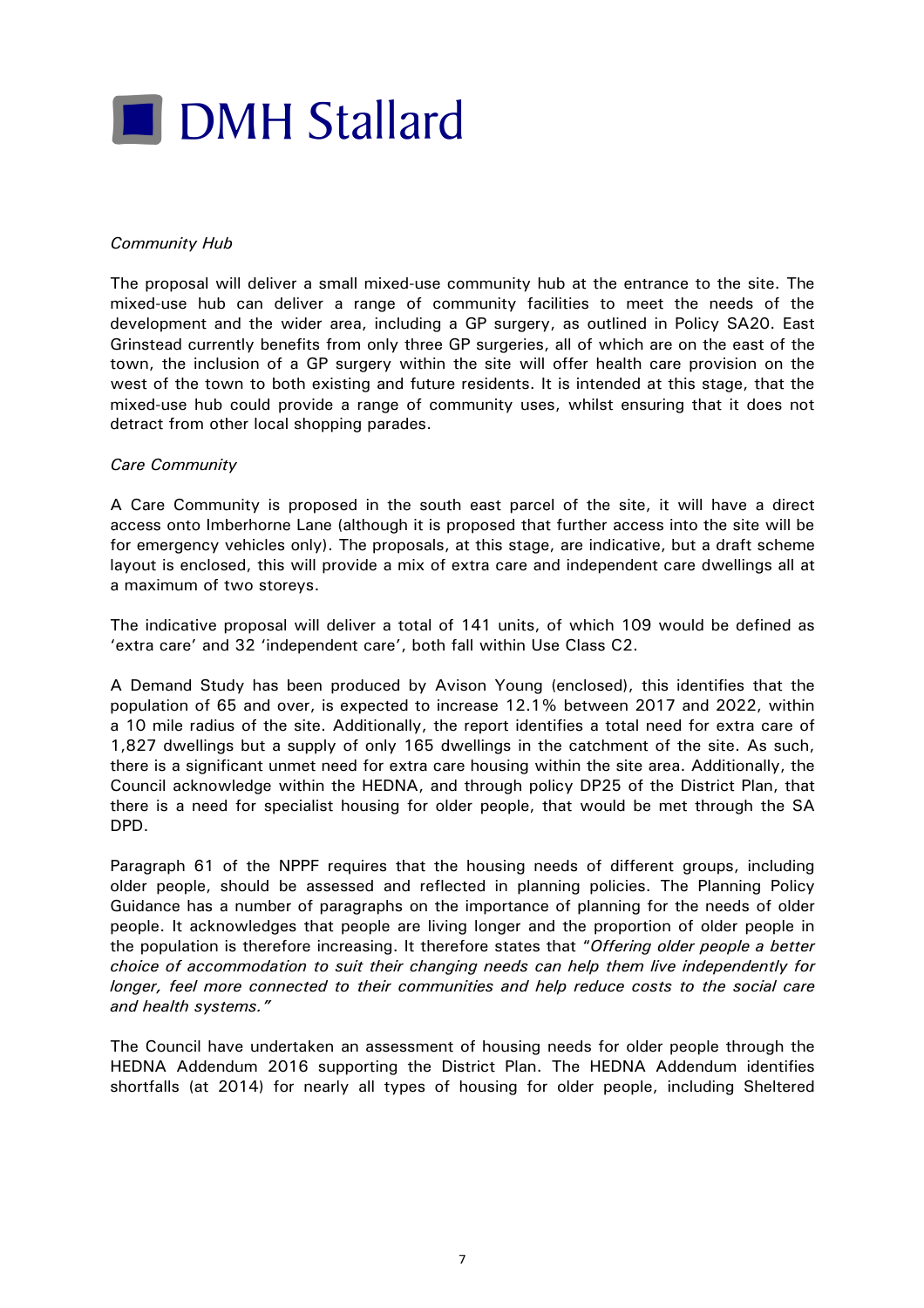*Community Hub*

The proposal will deliver a small mixed-use community hub at the entrance to the site. The mixed-use hub can deliver a range of community facilities to meet the needs of the development and the wider area, including a GP surgery, as outlined in Policy SA20. East Grinstead currently benefits from only three GP surgeries, all of which are on the east of the town, the inclusion of a GP surgery within the site will offer health care provision on the west of the town to both existing and future residents. It is intended at this stage, that the mixed-use hub could provide a range of community uses, whilst ensuring that it does not detract from other local shopping parades.

*Care Community*

A Care Community is proposed in the south east parcel of the site, it will have a direct access onto Imberhorne Lane (although it is proposed that further access into the site will be for emergency vehicles only). The proposals, at this stage, are indicative, but a draft scheme layout is enclosed, this will provide a mix of extra care and independent care dwellings all at a maximum of two storeys.

The indicative proposal will deliver a total of 141 units, of which 109 would be defined as 'extra care' and 32 'independent care', both fall within Use Class C2.

A Demand Study has been produced by Avison Young (enclosed), this identifies that the population of 65 and over, is expected to increase 12.1% between 2017 and 2022, within a 10 mile radius of the site. Additionally, the report identifies a total need for extra care of 1,827 dwellings but a supply of only 165 dwellings in the catchment of the site. As such, there is a significant unmet need for extra care housing within the site area. Additionally, the Council acknowledge within the HEDNA, and through policy DP25 of the District Plan, that there is a need for specialist housing for older people, that would be met through the SA DPD.

Paragraph 61 of the NPPF requires that the housing needs of different groups, including older people, should be assessed and reflected in planning policies. The Planning Policy Guidance has a number of paragraphs on the importance of planning for the needs of older people. It acknowledges that people are living longer and the proportion of older people in the population is therefore increasing. It therefore states that "*Offering older people a better choice of accommodation to suit their changing needs can help them live independently for longer, feel more connected to their communities and help reduce costs to the social care and health systems.*"

The Council have undertaken an assessment of housing needs for older people through the HEDNA Addendum 2016 supporting the District Plan. The HEDNA Addendum identifies shortfalls (at 2014) for nearly all types of housing for older people, including Sheltered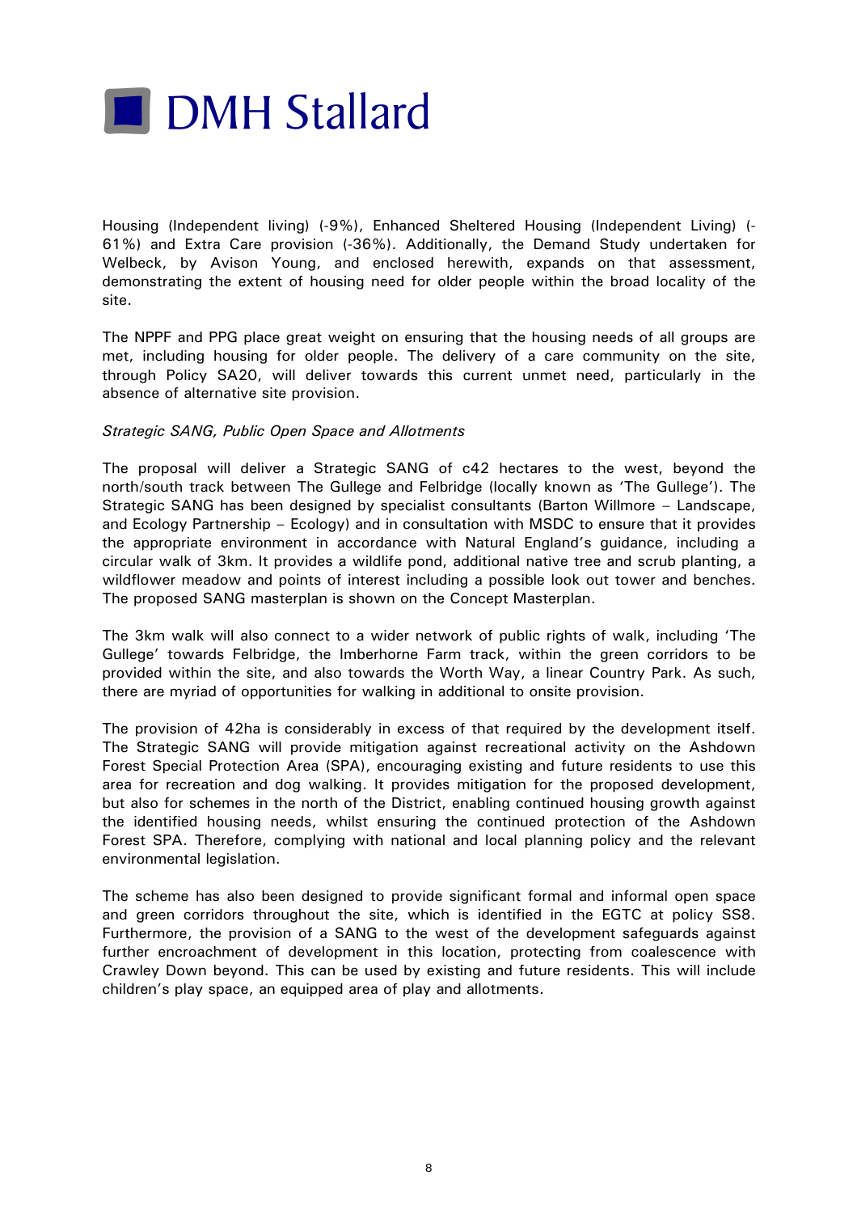Housing (Independent living) (-9%), Enhanced Sheltered Housing (Independent Living) (-61%) and Extra Care provision (-36%). Additionally, the Demand Study undertaken for Welbeck, by Avison Young, and enclosed herewith, expands on that assessment, demonstrating the extent of housing need for older people within the broad locality of the site.

The NPPF and PPG place great weight on ensuring that the housing needs of all groups are met, including housing for older people. The delivery of a care community on the site, through Policy SA20, will deliver towards this current unmet need, particularly in the absence of alternative site provision.

*Strategic SANG, Public Open Space and Allotments*

The proposal will deliver a Strategic SANG of c42 hectares to the west, beyond the north/south track between The Gullege and Felbridge (locally known as 'The Gullege'). The Strategic SANG has been designed by specialist consultants (Barton Willmore – Landscape, and Ecology Partnership – Ecology) and in consultation with MSDC to ensure that it provides the appropriate environment in accordance with Natural England's guidance, including a circular walk of 3km. It provides a wildlife pond, additional native tree and scrub planting, a wildflower meadow and points of interest including a possible look out tower and benches. The proposed SANG masterplan is shown on the Concept Masterplan.

The 3km walk will also connect to a wider network of public rights of walk, including 'The Gullege' towards Felbridge, the Imberhorne Farm track, within the green corridors to be provided within the site, and also towards the Worth Way, a linear Country Park. As such, there are myriad of opportunities for walking in additional to onsite provision.

The provision of 42ha is considerably in excess of that required by the development itself. The Strategic SANG will provide mitigation against recreational activity on the Ashdown Forest Special Protection Area (SPA), encouraging existing and future residents to use this area for recreation and dog walking. It provides mitigation for the proposed development, but also for schemes in the north of the District, enabling continued housing growth against the identified housing needs, whilst ensuring the continued protection of the Ashdown Forest SPA. Therefore, complying with national and local planning policy and the relevant environmental legislation.

The scheme has also been designed to provide significant formal and informal open space and green corridors throughout the site, which is identified in the EGTC at policy SS8. Furthermore, the provision of a SANG to the west of the development safeguards against further encroachment of development in this location, protecting from coalescence with Crawley Down beyond. This can be used by existing and future residents. This will include children's play space, an equipped area of play and allotments.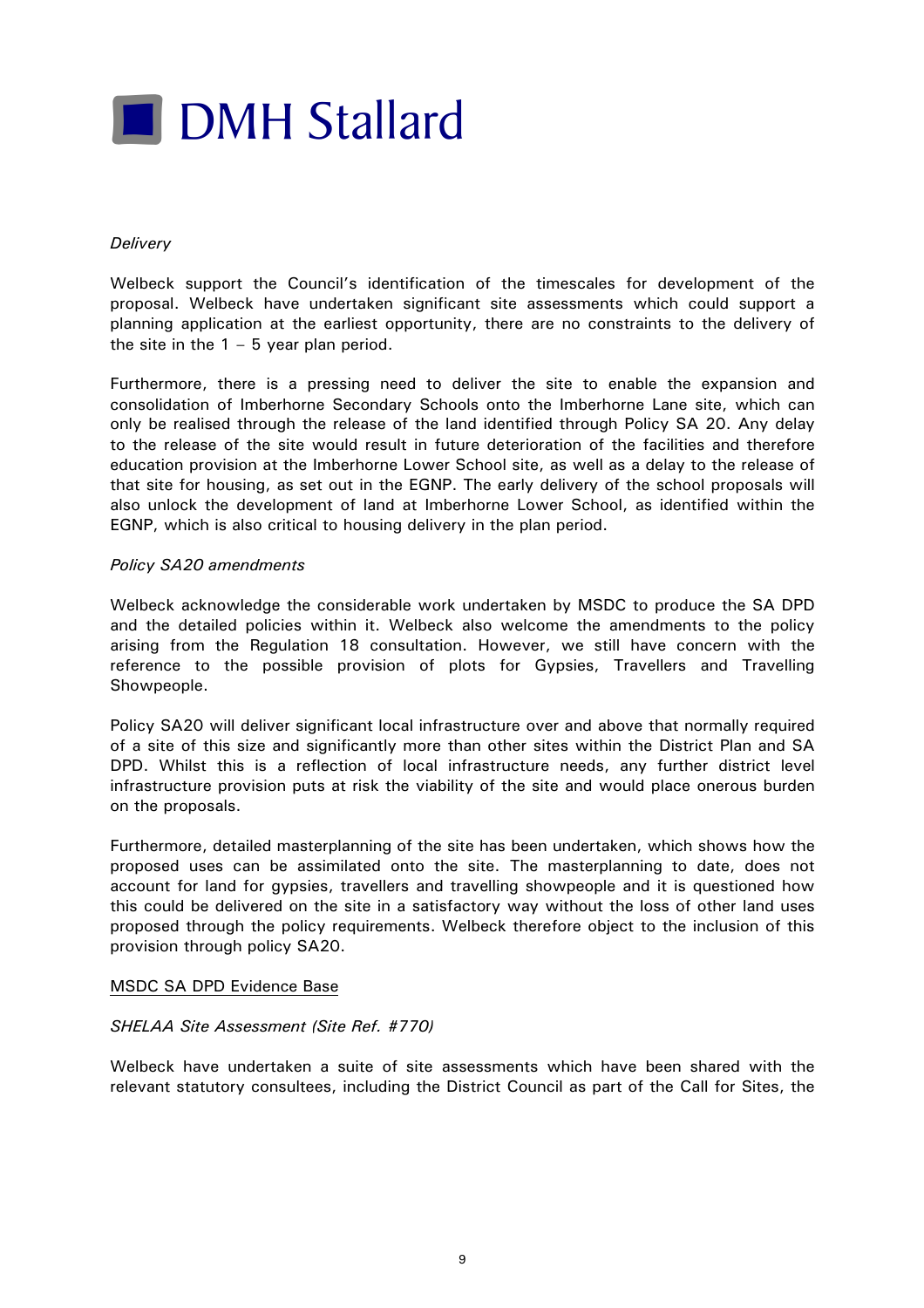*Delivery*

Welbeck support the Council's identification of the timescales for development of the proposal. Welbeck have undertaken significant site assessments which could support a planning application at the earliest opportunity, there are no constraints to the delivery of the site in the 1 – 5 year plan period.

Furthermore, there is a pressing need to deliver the site to enable the expansion and consolidation of Imberhorne Secondary Schools onto the Imberhorne Lane site, which can only be realised through the release of the land identified through Policy SA 20. Any delay to the release of the site would result in future deterioration of the facilities and therefore education provision at the Imberhorne Lower School site, as well as a delay to the release of that site for housing, as set out in the EGNP. The early delivery of the school proposals will also unlock the development of land at Imberhorne Lower School, as identified within the EGNP, which is also critical to housing delivery in the plan period.

*Policy SA20 amendments*

Welbeck acknowledge the considerable work undertaken by MSDC to produce the SA DPD and the detailed policies within it. Welbeck also welcome the amendments to the policy arising from the Regulation 18 consultation. However, we still have concern with the reference to the possible provision of plots for Gypsies, Travellers and Travelling Showpeople.

Policy SA20 will deliver significant local infrastructure over and above that normally required of a site of this size and significantly more than other sites within the District Plan and SA DPD. Whilst this is a reflection of local infrastructure needs, any further district level infrastructure provision puts at risk the viability of the site and would place onerous burden on the proposals.

Furthermore, detailed masterplanning of the site has been undertaken, which shows how the proposed uses can be assimilated onto the site. The masterplanning to date, does not account for land for gypsies, travellers and travelling showpeople and it is questioned how this could be delivered on the site in a satisfactory way without the loss of other land uses proposed through the policy requirements. Welbeck therefore object to the inclusion of this provision through policy SA20.

<u>MSDC SA DPD Evidence Base</u>

*SHELAA Site Assessment (Site Ref. #770)*

Welbeck have undertaken a suite of site assessments which have been shared with the relevant statutory consultees, including the District Council as part of the Call for Sites, the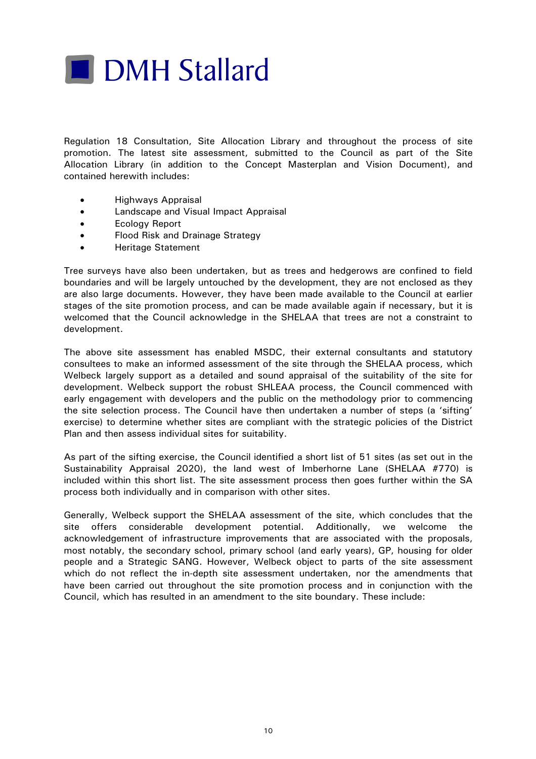Regulation 18 Consultation, Site Allocation Library and throughout the process of site promotion. The latest site assessment, submitted to the Council as part of the Site Allocation Library (in addition to the Concept Masterplan and Vision Document), and contained herewith includes:

- Highways Appraisal
- Landscape and Visual Impact Appraisal
- Ecology Report
- Flood Risk and Drainage Strategy
- Heritage Statement

Tree surveys have also been undertaken, but as trees and hedgerows are confined to field boundaries and will be largely untouched by the development, they are not enclosed as they are also large documents. However, they have been made available to the Council at earlier stages of the site promotion process, and can be made available again if necessary, but it is welcomed that the Council acknowledge in the SHELAA that trees are not a constraint to development.

The above site assessment has enabled MSDC, their external consultants and statutory consultees to make an informed assessment of the site through the SHELAA process, which Welbeck largely support as a detailed and sound appraisal of the suitability of the site for development. Welbeck support the robust SHLEAA process, the Council commenced with early engagement with developers and the public on the methodology prior to commencing the site selection process. The Council have then undertaken a number of steps (a 'sifting' exercise) to determine whether sites are compliant with the strategic policies of the District Plan and then assess individual sites for suitability.

As part of the sifting exercise, the Council identified a short list of 51 sites (as set out in the Sustainability Appraisal 2020), the land west of Imberhorne Lane (SHELAA #770) is included within this short list. The site assessment process then goes further within the SA process both individually and in comparison with other sites.

Generally, Welbeck support the SHELAA assessment of the site, which concludes that the site offers considerable development potential. Additionally, we welcome the acknowledgement of infrastructure improvements that are associated with the proposals, most notably, the secondary school, primary school (and early years), GP, housing for older people and a Strategic SANG. However, Welbeck object to parts of the site assessment which do not reflect the in-depth site assessment undertaken, nor the amendments that have been carried out throughout the site promotion process and in conjunction with the Council, which has resulted in an amendment to the site boundary. These include: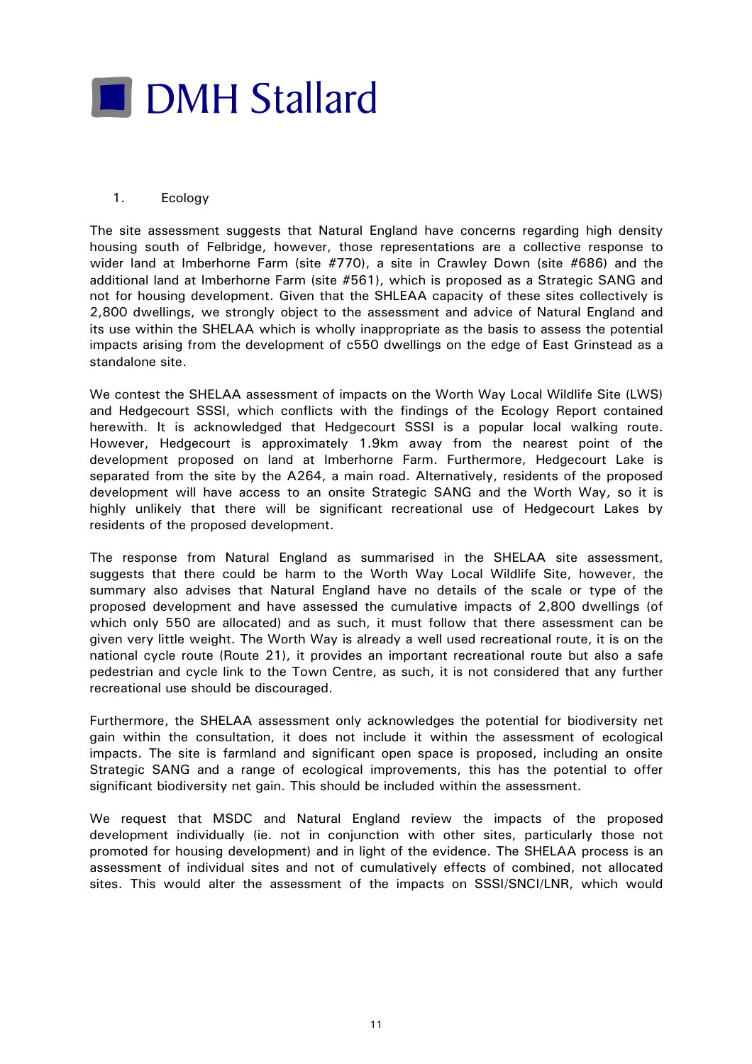# 1. Ecology

The site assessment suggests that Natural England have concerns regarding high density housing south of Felbridge, however, those representations are a collective response to wider land at Imberhorne Farm (site #770), a site in Crawley Down (site #686) and the additional land at Imberhorne Farm (site #561), which is proposed as a Strategic SANG and not for housing development. Given that the SHLEAA capacity of these sites collectively is 2,800 dwellings, we strongly object to the assessment and advice of Natural England and its use within the SHELAA which is wholly inappropriate as the basis to assess the potential impacts arising from the development of c550 dwellings on the edge of East Grinstead as a standalone site.

We contest the SHELAA assessment of impacts on the Worth Way Local Wildlife Site (LWS) and Hedgecourt SSSI, which conflicts with the findings of the Ecology Report contained herewith. It is acknowledged that Hedgecourt SSSI is a popular local walking route. However, Hedgecourt is approximately 1.9km away from the nearest point of the development proposed on land at Imberhorne Farm. Furthermore, Hedgecourt Lake is separated from the site by the A264, a main road. Alternatively, residents of the proposed development will have access to an onsite Strategic SANG and the Worth Way, so it is highly unlikely that there will be significant recreational use of Hedgecourt Lakes by residents of the proposed development.

The response from Natural England as summarised in the SHELAA site assessment, suggests that there could be harm to the Worth Way Local Wildlife Site, however, the summary also advises that Natural England have no details of the scale or type of the proposed development and have assessed the cumulative impacts of 2,800 dwellings (of which only 550 are allocated) and as such, it must follow that there assessment can be given very little weight. The Worth Way is already a well used recreational route, it is on the national cycle route (Route 21), it provides an important recreational route but also a safe pedestrian and cycle link to the Town Centre, as such, it is not considered that any further recreational use should be discouraged.

Furthermore, the SHELAA assessment only acknowledges the potential for biodiversity net gain within the consultation, it does not include it within the assessment of ecological impacts. The site is farmland and significant open space is proposed, including an onsite Strategic SANG and a range of ecological improvements, this has the potential to offer significant biodiversity net gain. This should be included within the assessment.

We request that MSDC and Natural England review the impacts of the proposed development individually (ie. not in conjunction with other sites, particularly those not promoted for housing development) and in light of the evidence. The SHELAA process is an assessment of individual sites and not of cumulatively effects of combined, not allocated sites. This would alter the assessment of the impacts on SSSI/SNCI/LNR, which would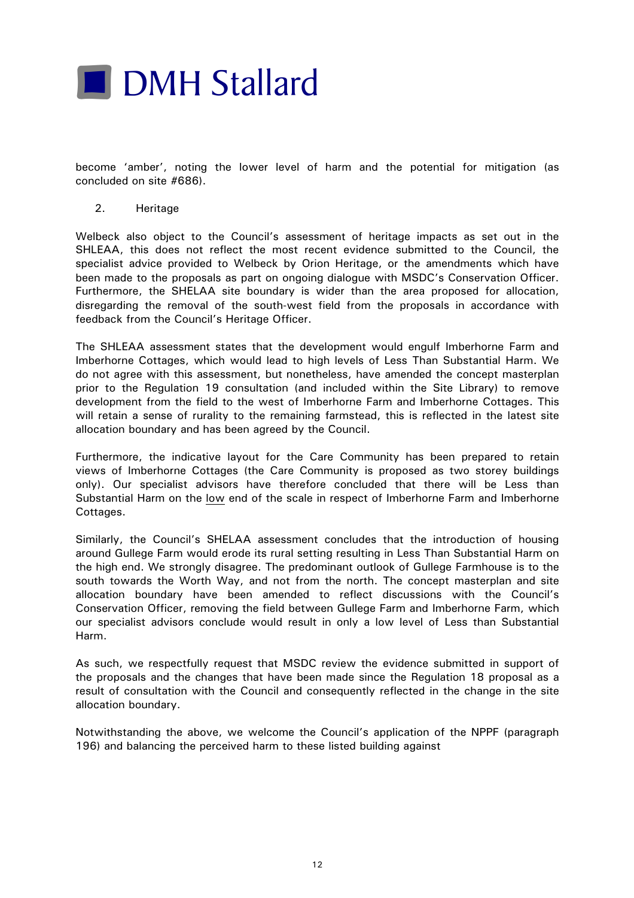become 'amber', noting the lower level of harm and the potential for mitigation (as concluded on site #686).

2. Heritage

Welbeck also object to the Council's assessment of heritage impacts as set out in the SHLEAA, this does not reflect the most recent evidence submitted to the Council, the specialist advice provided to Welbeck by Orion Heritage, or the amendments which have been made to the proposals as part on ongoing dialogue with MSDC's Conservation Officer. Furthermore, the SHELAA site boundary is wider than the area proposed for allocation, disregarding the removal of the south-west field from the proposals in accordance with feedback from the Council's Heritage Officer.

The SHLEAA assessment states that the development would engulf Imberhorne Farm and Imberhorne Cottages, which would lead to high levels of Less Than Substantial Harm. We do not agree with this assessment, but nonetheless, have amended the concept masterplan prior to the Regulation 19 consultation (and included within the Site Library) to remove development from the field to the west of Imberhorne Farm and Imberhorne Cottages. This will retain a sense of rurality to the remaining farmstead, this is reflected in the latest site allocation boundary and has been agreed by the Council.

Furthermore, the indicative layout for the Care Community has been prepared to retain views of Imberhorne Cottages (the Care Community is proposed as two storey buildings only). Our specialist advisors have therefore concluded that there will be Less than Substantial Harm on the <u>low</u> end of the scale in respect of Imberhorne Farm and Imberhorne Cottages.

Similarly, the Council's SHELAA assessment concludes that the introduction of housing around Gullege Farm would erode its rural setting resulting in Less Than Substantial Harm on the high end. We strongly disagree. The predominant outlook of Gullege Farmhouse is to the south towards the Worth Way, and not from the north. The concept masterplan and site allocation boundary have been amended to reflect discussions with the Council's Conservation Officer, removing the field between Gullege Farm and Imberhorne Farm, which our specialist advisors conclude would result in only a low level of Less than Substantial Harm.

As such, we respectfully request that MSDC review the evidence submitted in support of the proposals and the changes that have been made since the Regulation 18 proposal as a result of consultation with the Council and consequently reflected in the change in the site allocation boundary.

Notwithstanding the above, we welcome the Council's application of the NPPF (paragraph 196) and balancing the perceived harm to these listed building against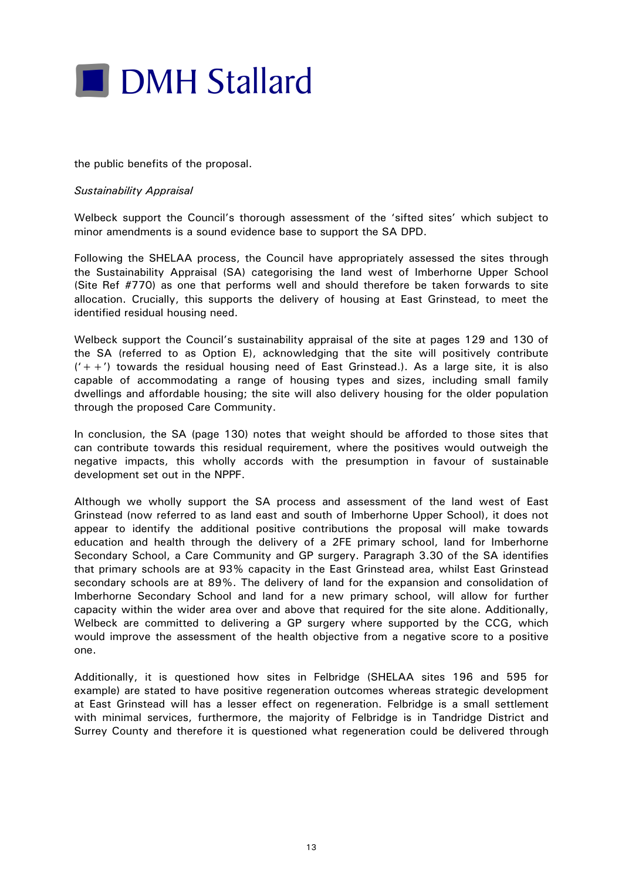the public benefits of the proposal.

*Sustainability Appraisal*

Welbeck support the Council's thorough assessment of the 'sifted sites' which subject to minor amendments is a sound evidence base to support the SA DPD.

Following the SHELAA process, the Council have appropriately assessed the sites through the Sustainability Appraisal (SA) categorising the land west of Imberhorne Upper School (Site Ref #770) as one that performs well and should therefore be taken forwards to site allocation. Crucially, this supports the delivery of housing at East Grinstead, to meet the identified residual housing need.

Welbeck support the Council's sustainability appraisal of the site at pages 129 and 130 of the SA (referred to as Option E), acknowledging that the site will positively contribute ('++') towards the residual housing need of East Grinstead.). As a large site, it is also capable of accommodating a range of housing types and sizes, including small family dwellings and affordable housing; the site will also delivery housing for the older population through the proposed Care Community.

In conclusion, the SA (page 130) notes that weight should be afforded to those sites that can contribute towards this residual requirement, where the positives would outweigh the negative impacts, this wholly accords with the presumption in favour of sustainable development set out in the NPPF.

Although we wholly support the SA process and assessment of the land west of East Grinstead (now referred to as land east and south of Imberhorne Upper School), it does not appear to identify the additional positive contributions the proposal will make towards education and health through the delivery of a 2FE primary school, land for Imberhorne Secondary School, a Care Community and GP surgery. Paragraph 3.30 of the SA identifies that primary schools are at 93% capacity in the East Grinstead area, whilst East Grinstead secondary schools are at 89%. The delivery of land for the expansion and consolidation of Imberhorne Secondary School and land for a new primary school, will allow for further capacity within the wider area over and above that required for the site alone. Additionally, Welbeck are committed to delivering a GP surgery where supported by the CCG, which would improve the assessment of the health objective from a negative score to a positive one.

Additionally, it is questioned how sites in Felbridge (SHELAA sites 196 and 595 for example) are stated to have positive regeneration outcomes whereas strategic development at East Grinstead will has a lesser effect on regeneration. Felbridge is a small settlement with minimal services, furthermore, the majority of Felbridge is in Tandridge District and Surrey County and therefore it is questioned what regeneration could be delivered through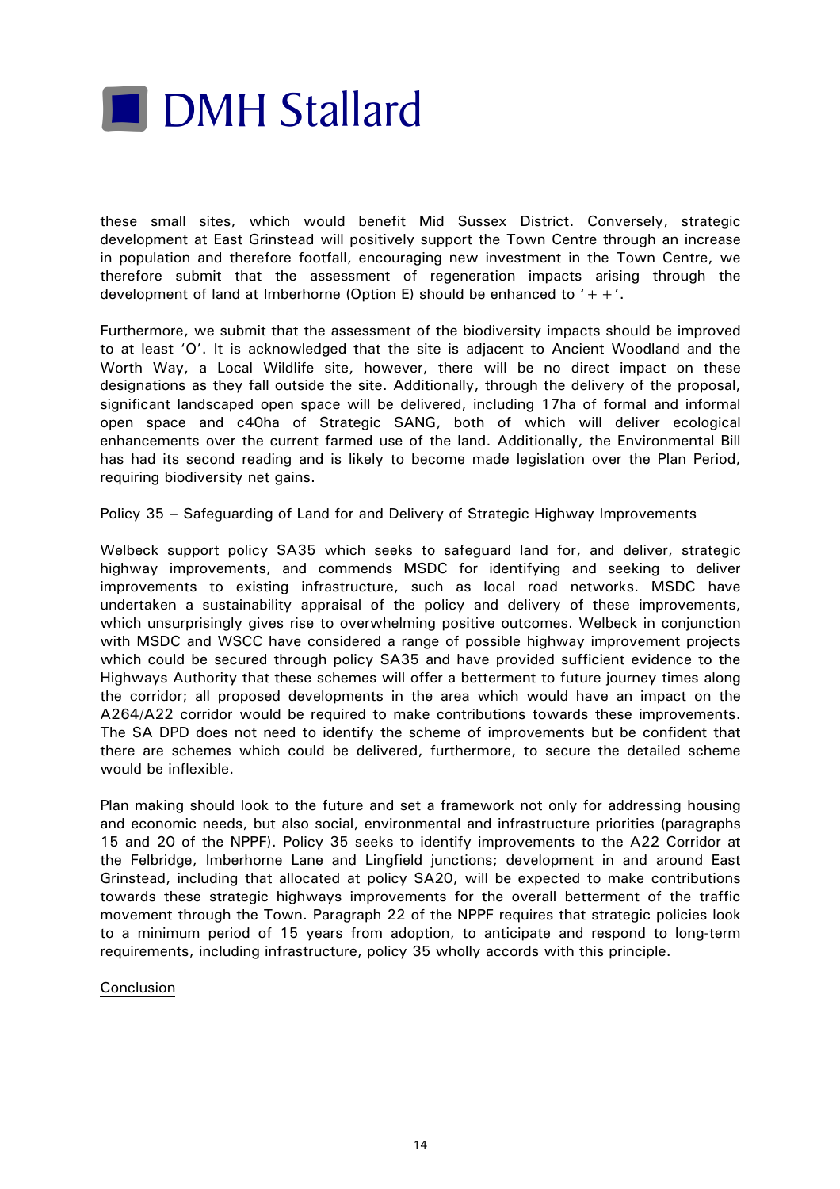these small sites, which would benefit Mid Sussex District. Conversely, strategic development at East Grinstead will positively support the Town Centre through an increase in population and therefore footfall, encouraging new investment in the Town Centre, we therefore submit that the assessment of regeneration impacts arising through the development of land at Imberhorne (Option E) should be enhanced to '++'.

Furthermore, we submit that the assessment of the biodiversity impacts should be improved to at least 'O'. It is acknowledged that the site is adjacent to Ancient Woodland and the Worth Way, a Local Wildlife site, however, there will be no direct impact on these designations as they fall outside the site. Additionally, through the delivery of the proposal, significant landscaped open space will be delivered, including 17ha of formal and informal open space and c40ha of Strategic SANG, both of which will deliver ecological enhancements over the current farmed use of the land. Additionally, the Environmental Bill has had its second reading and is likely to become made legislation over the Plan Period, requiring biodiversity net gains.

<u>Policy 35 – Safeguarding of Land for and Delivery of Strategic Highway Improvements</u>

Welbeck support policy SA35 which seeks to safeguard land for, and deliver, strategic highway improvements, and commends MSDC for identifying and seeking to deliver improvements to existing infrastructure, such as local road networks. MSDC have undertaken a sustainability appraisal of the policy and delivery of these improvements, which unsurprisingly gives rise to overwhelming positive outcomes. Welbeck in conjunction with MSDC and WSCC have considered a range of possible highway improvement projects which could be secured through policy SA35 and have provided sufficient evidence to the Highways Authority that these schemes will offer a betterment to future journey times along the corridor; all proposed developments in the area which would have an impact on the A264/A22 corridor would be required to make contributions towards these improvements. The SA DPD does not need to identify the scheme of improvements but be confident that there are schemes which could be delivered, furthermore, to secure the detailed scheme would be inflexible.

Plan making should look to the future and set a framework not only for addressing housing and economic needs, but also social, environmental and infrastructure priorities (paragraphs 15 and 20 of the NPPF). Policy 35 seeks to identify improvements to the A22 Corridor at the Felbridge, Imberhorne Lane and Lingfield junctions; development in and around East Grinstead, including that allocated at policy SA20, will be expected to make contributions towards these strategic highways improvements for the overall betterment of the traffic movement through the Town. Paragraph 22 of the NPPF requires that strategic policies look to a minimum period of 15 years from adoption, to anticipate and respond to long-term requirements, including infrastructure, policy 35 wholly accords with this principle.

<u>Conclusion</u>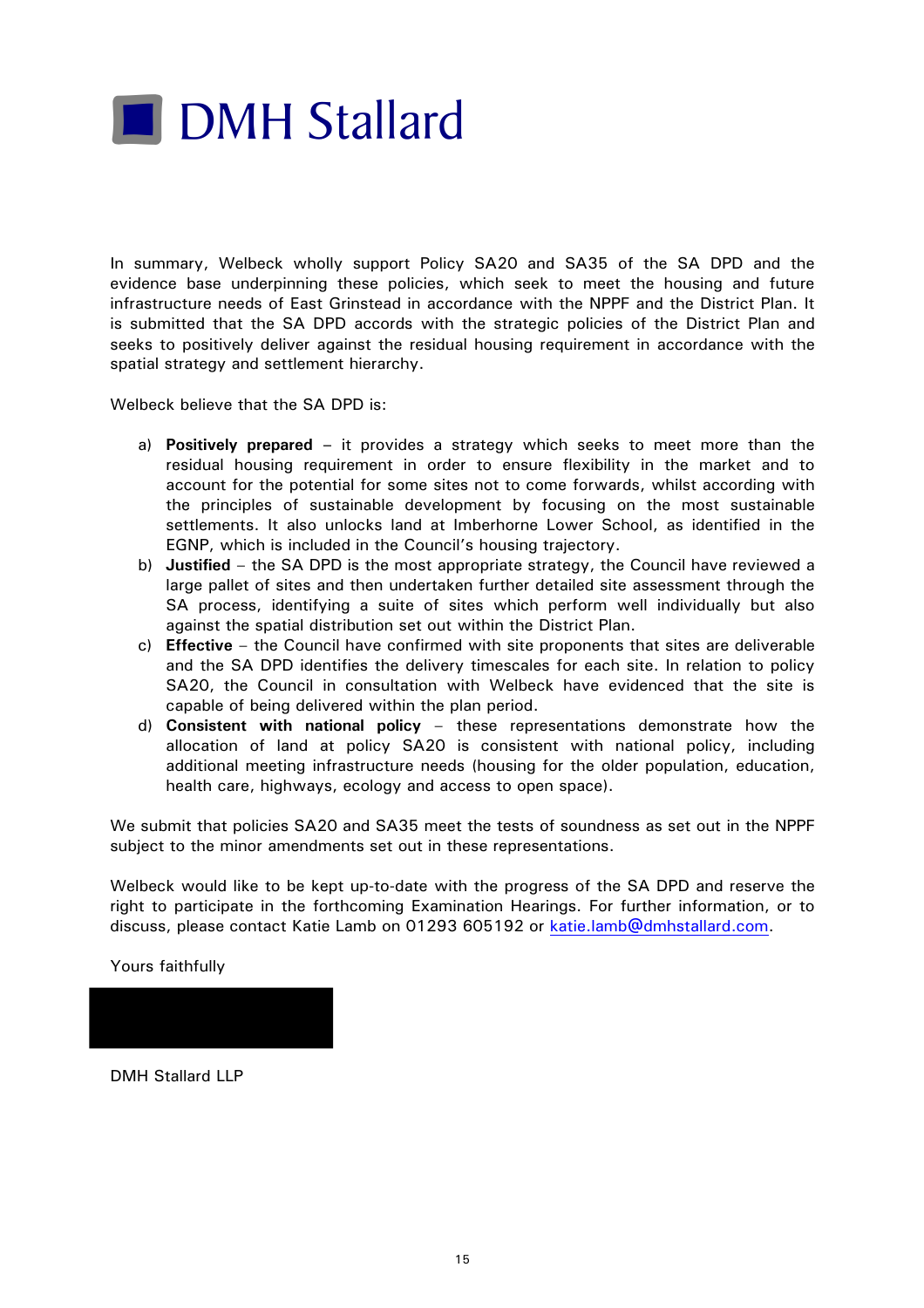In summary, Welbeck wholly support Policy SA20 and SA35 of the SA DPD and the evidence base underpinning these policies, which seek to meet the housing and future infrastructure needs of East Grinstead in accordance with the NPPF and the District Plan. It is submitted that the SA DPD accords with the strategic policies of the District Plan and seeks to positively deliver against the residual housing requirement in accordance with the spatial strategy and settlement hierarchy.

Welbeck believe that the SA DPD is:

a) **Positively prepared** – it provides a strategy which seeks to meet more than the residual housing requirement in order to ensure flexibility in the market and to account for the potential for some sites not to come forwards, whilst according with the principles of sustainable development by focusing on the most sustainable settlements. It also unlocks land at Imberhorne Lower School, as identified in the EGNP, which is included in the Council's housing trajectory.
b) **Justified** – the SA DPD is the most appropriate strategy, the Council have reviewed a large pallet of sites and then undertaken further detailed site assessment through the SA process, identifying a suite of sites which perform well individually but also against the spatial distribution set out within the District Plan.
c) **Effective** – the Council have confirmed with site proponents that sites are deliverable and the SA DPD identifies the delivery timescales for each site. In relation to policy SA20, the Council in consultation with Welbeck have evidenced that the site is capable of being delivered within the plan period.
d) **Consistent with national policy** – these representations demonstrate how the allocation of land at policy SA20 is consistent with national policy, including additional meeting infrastructure needs (housing for the older population, education, health care, highways, ecology and access to open space).

We submit that policies SA20 and SA35 meet the tests of soundness as set out in the NPPF subject to the minor amendments set out in these representations.

Welbeck would like to be kept up-to-date with the progress of the SA DPD and reserve the right to participate in the forthcoming Examination Hearings. For further information, or to discuss, please contact Katie Lamb on 01293 605192 or katie.lamb@dmhstallard.com.

Yours faithfully

DMH Stallard LLP